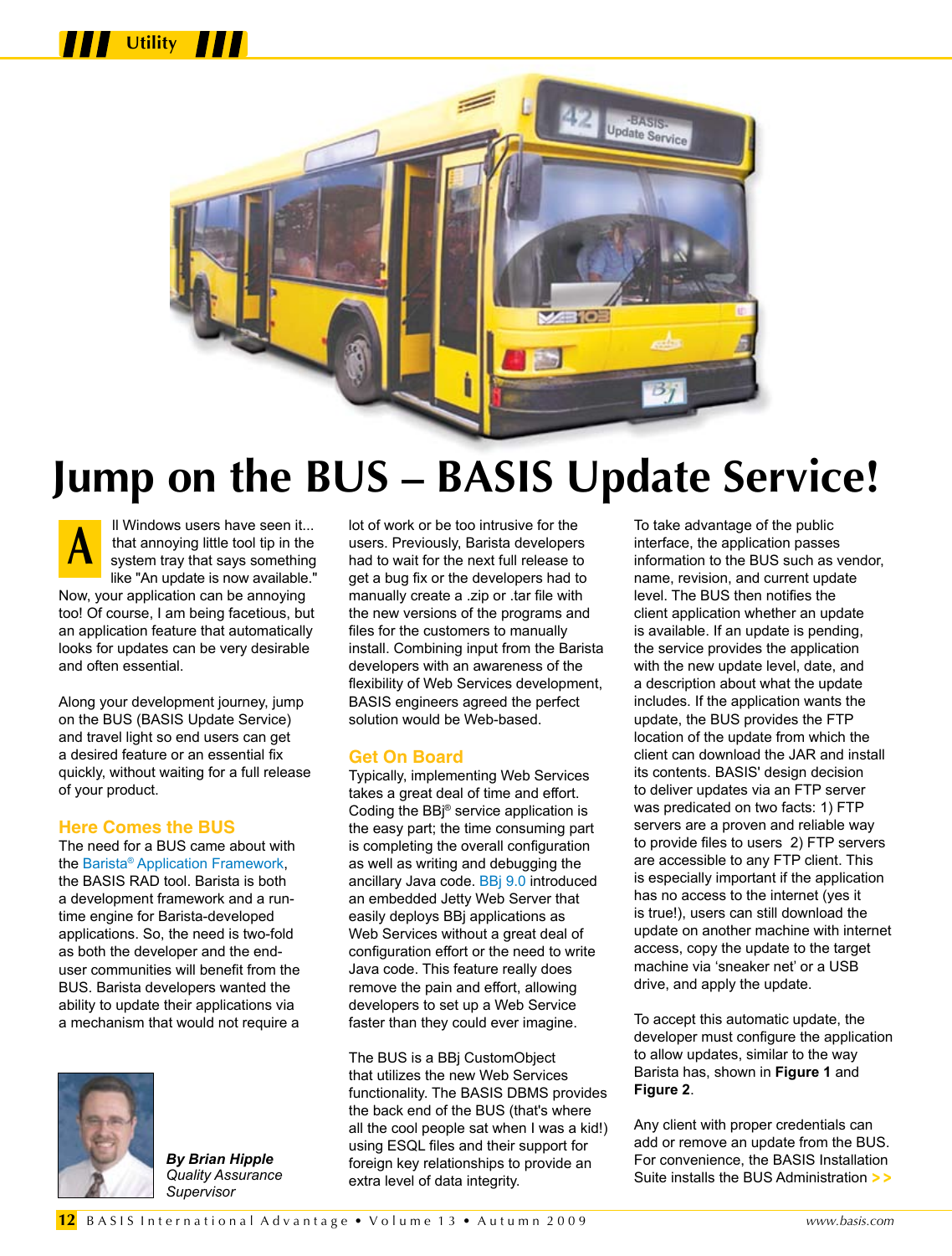Utility

# Jump on the BUS – BASIS Update Service!

All Windows users have seen it... that annoying little tool tip in the system tray that says something like "An update is now available." Now, your application can be annoying too! Of course, I am being facetious, but an application feature that automatically looks for updates can be very desirable and often essential.

Along your development journey, jump on the BUS (BASIS Update Service) and travel light so end users can get a desired feature or an essential fix quickly, without waiting for a full release of your product.

## Here Comes the BUS

The need for a BUS came about with the Barista® Application Framework, the BASIS RAD tool. Barista is both a development framework and a run-time engine for Barista-developed applications. So, the need is two-fold as both the developer and the end-user communities will benefit from the BUS. Barista developers wanted the ability to update their applications via a mechanism that would not require a lot of work or be too intrusive for the users. Previously, Barista developers had to wait for the next full release to get a bug fix or the developers had to manually create a .zip or .tar file with the new versions of the programs and files for the customers to manually install. Combining input from the Barista developers with an awareness of the flexibility of Web Services development, BASIS engineers agreed the perfect solution would be Web-based.

## Get On Board

Typically, implementing Web Services takes a great deal of time and effort. Coding the BBj® service application is the easy part; the time consuming part is completing the overall configuration as well as writing and debugging the ancillary Java code. BBj 9.0 introduced an embedded Jetty Web Server that easily deploys BBj applications as Web Services without a great deal of configuration effort or the need to write Java code. This feature really does remove the pain and effort, allowing developers to set up a Web Service faster than they could ever imagine.

The BUS is a BBj CustomObject that utilizes the new Web Services functionality. The BASIS DBMS provides the back end of the BUS (that's where all the cool people sat when I was a kid!) using ESQL files and their support for foreign key relationships to provide an extra level of data integrity.

To take advantage of the public interface, the application passes information to the BUS such as vendor, name, revision, and current update level. The BUS then notifies the client application whether an update is available. If an update is pending, the service provides the application with the new update level, date, and a description about what the update includes. If the application wants the update, the BUS provides the FTP location of the update from which the client can download the JAR and install its contents. BASIS' design decision to deliver updates via an FTP server was predicated on two facts: 1) FTP servers are a proven and reliable way to provide files to users 2) FTP servers are accessible to any FTP client. This is especially important if the application has no access to the internet (yes it is true!), users can still download the update on another machine with internet access, copy the update to the target machine via 'sneaker net' or a USB drive, and apply the update.

To accept this automatic update, the developer must configure the application to allow updates, similar to the way Barista has, shown in **Figure 1** and **Figure 2**.

Any client with proper credentials can add or remove an update from the BUS. For convenience, the BASIS Installation Suite installs the BUS Administration >>

*By Brian Hipple*
*Quality Assurance Supervisor*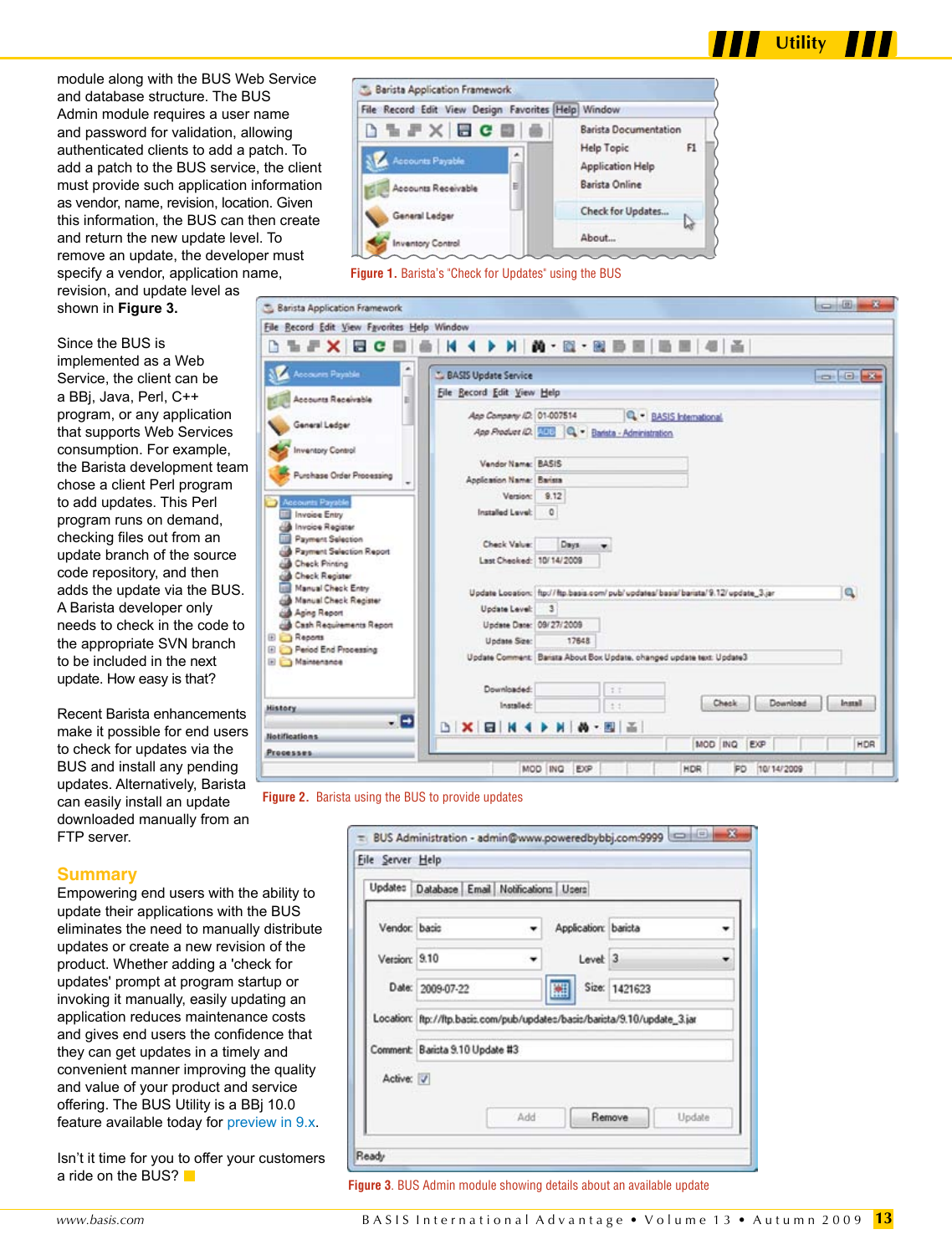module along with the BUS Web Service and database structure. The BUS Admin module requires a user name and password for validation, allowing authenticated clients to add a patch. To add a patch to the BUS service, the client must provide such application information as vendor, name, revision, location. Given this information, the BUS can then create and return the new update level. To remove an update, the developer must specify a vendor, application name, revision, and update level as shown in **Figure 3.**

Since the BUS is implemented as a Web Service, the client can be a BBj, Java, Perl, C++ program, or any application that supports Web Services consumption. For example, the Barista development team chose a client Perl program to add updates. This Perl program runs on demand, checking files out from an update branch of the source code repository, and then adds the update via the BUS. A Barista developer only needs to check in the code to the appropriate SVN branch to be included in the next update. How easy is that?

Recent Barista enhancements make it possible for end users to check for updates via the BUS and install any pending updates. Alternatively, Barista can easily install an update downloaded manually from an FTP server.

## Summary

Empowering end users with the ability to update their applications with the BUS eliminates the need to manually distribute updates or create a new revision of the product. Whether adding a 'check for updates' prompt at program startup or invoking it manually, easily updating an application reduces maintenance costs and gives end users the confidence that they can get updates in a timely and convenient manner improving the quality and value of your product and service offering. The BUS Utility is a BBj 10.0 feature available today for preview in 9.x.

Isn't it time for you to offer your customers a ride on the BUS?

**Figure 1.** Barista's "Check for Updates" using the BUS

**Figure 2.** Barista using the BUS to provide updates

**Figure 3.** BUS Admin module showing details about an available update